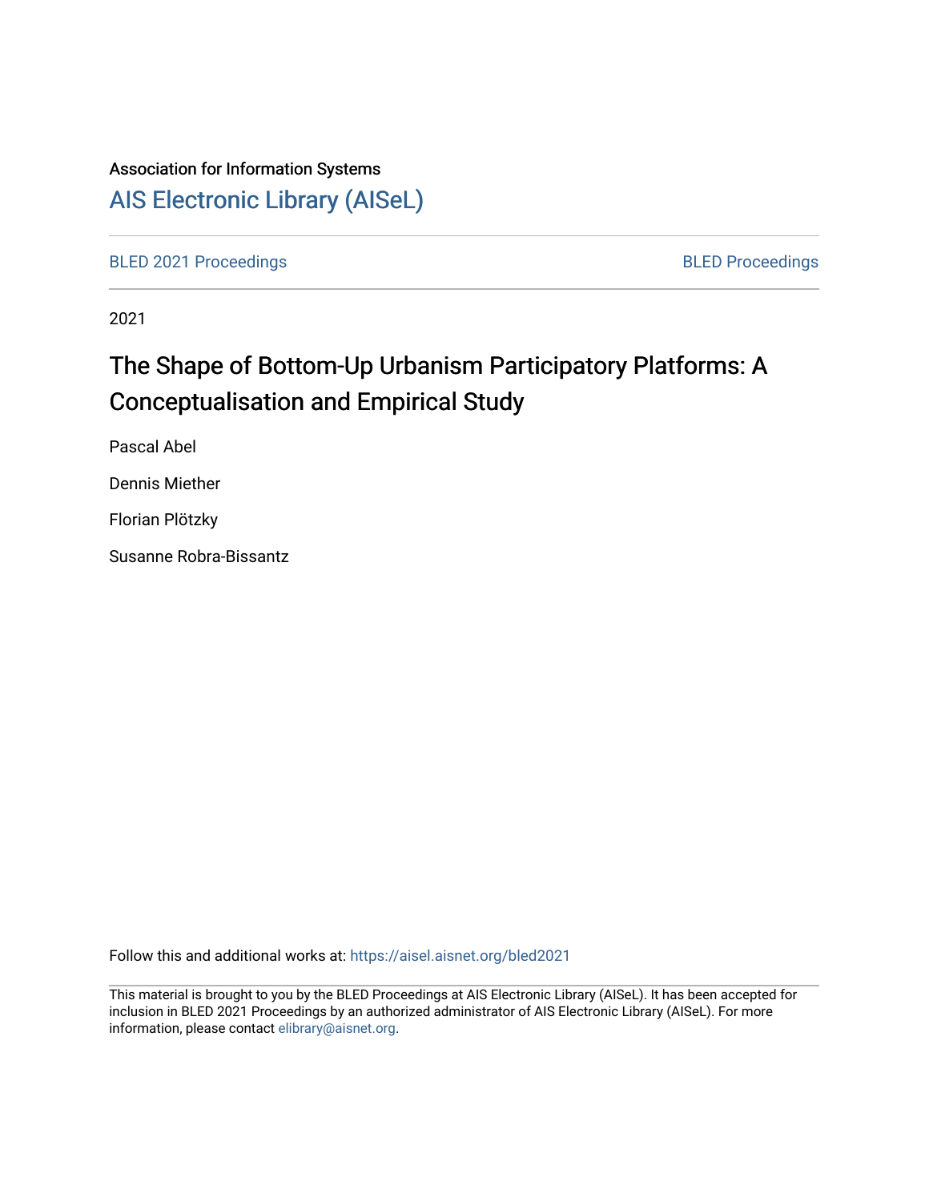Association for Information Systems

[AIS Electronic Library (AISeL)](https://aisel.aisnet.org/)

BLED 2021 Proceedings

BLED Proceedings

2021

# The Shape of Bottom-Up Urbanism Participatory Platforms: A Conceptualisation and Empirical Study

Pascal Abel

Dennis Miether

Florian Plötzky

Susanne Robra-Bissantz

Follow this and additional works at: https://aisel.aisnet.org/bled2021

This material is brought to you by the BLED Proceedings at AIS Electronic Library (AISeL). It has been accepted for inclusion in BLED 2021 Proceedings by an authorized administrator of AIS Electronic Library (AISeL). For more information, please contact elibrary@aisnet.org.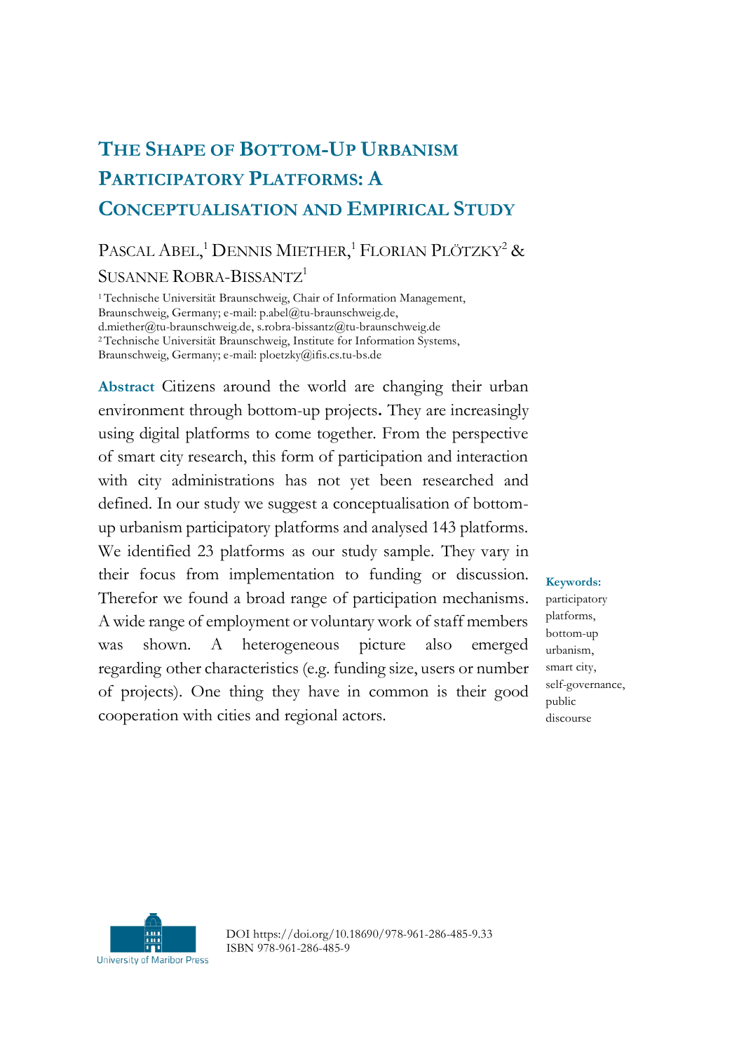# The Shape of Bottom-Up Urbanism Participatory Platforms: A Conceptualisation and Empirical Study

Pascal Abel,[1] Dennis Miether,[1] Florian Plötzky[2] & Susanne Robra-Bissantz[1]

[1] Technische Universität Braunschweig, Chair of Information Management, Braunschweig, Germany; e-mail: p.abel@tu-braunschweig.de, d.miether@tu-braunschweig.de, s.robra-bissantz@tu-braunschweig.de
[2] Technische Universität Braunschweig, Institute for Information Systems, Braunschweig, Germany; e-mail: ploetzky@ifis.cs.tu-bs.de

**Abstract** Citizens around the world are changing their urban environment through bottom-up projects. They are increasingly using digital platforms to come together. From the perspective of smart city research, this form of participation and interaction with city administrations has not yet been researched and defined. In our study we suggest a conceptualisation of bottom-up urbanism participatory platforms and analysed 143 platforms. We identified 23 platforms as our study sample. They vary in their focus from implementation to funding or discussion. Therefor we found a broad range of participation mechanisms. A wide range of employment or voluntary work of staff members was shown. A heterogeneous picture also emerged regarding other characteristics (e.g. funding size, users or number of projects). One thing they have in common is their good cooperation with cities and regional actors.

**Keywords:** participatory platforms, bottom-up urbanism, smart city, self-governance, public discourse

University of Maribor Press

DOI https://doi.org/10.18690/978-961-286-485-9.33
ISBN 978-961-286-485-9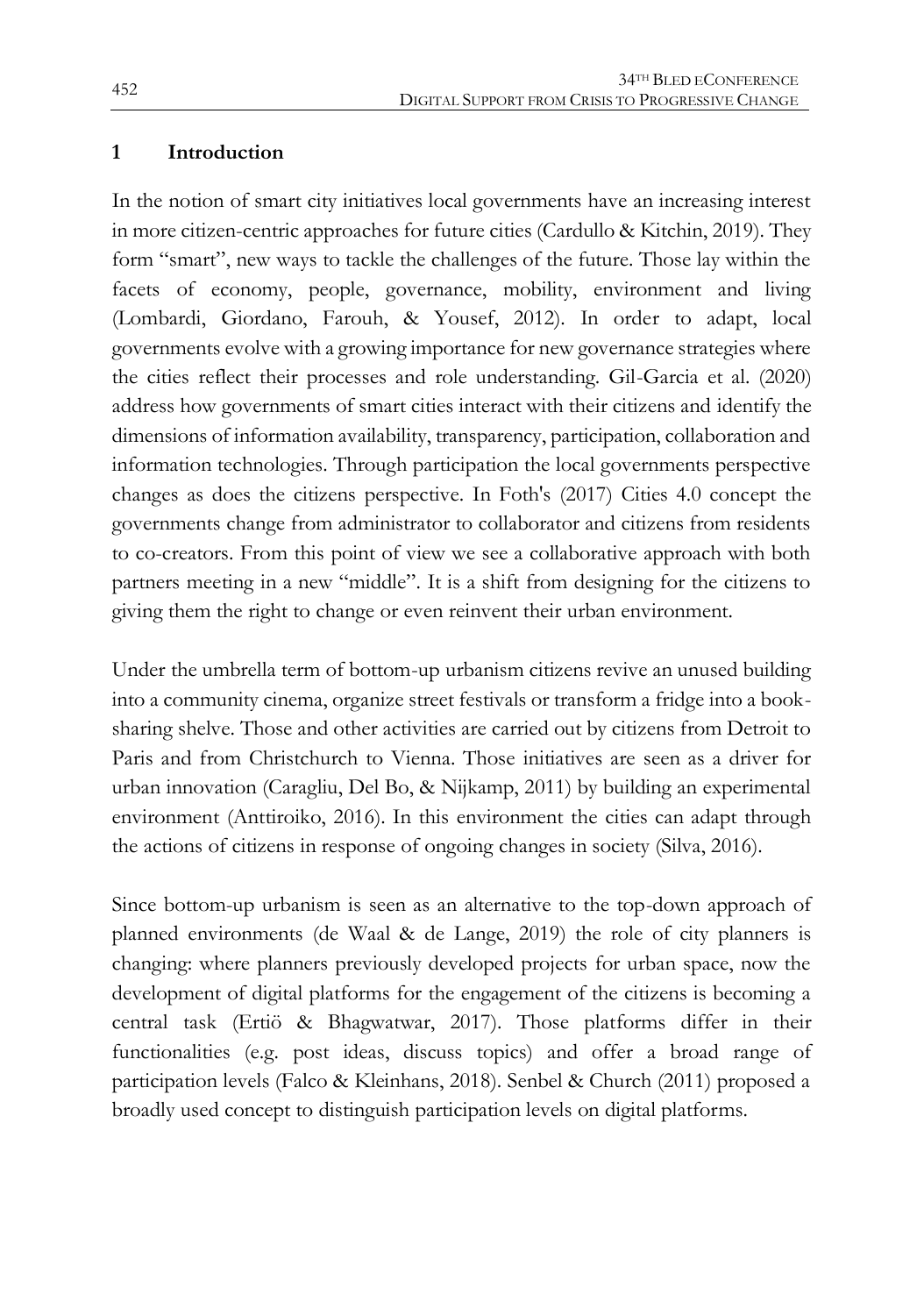## 1 Introduction

In the notion of smart city initiatives local governments have an increasing interest in more citizen-centric approaches for future cities (Cardullo & Kitchin, 2019). They form "smart", new ways to tackle the challenges of the future. Those lay within the facets of economy, people, governance, mobility, environment and living (Lombardi, Giordano, Farouh, & Yousef, 2012). In order to adapt, local governments evolve with a growing importance for new governance strategies where the cities reflect their processes and role understanding. Gil-Garcia et al. (2020) address how governments of smart cities interact with their citizens and identify the dimensions of information availability, transparency, participation, collaboration and information technologies. Through participation the local governments perspective changes as does the citizens perspective. In Foth's (2017) Cities 4.0 concept the governments change from administrator to collaborator and citizens from residents to co-creators. From this point of view we see a collaborative approach with both partners meeting in a new "middle". It is a shift from designing for the citizens to giving them the right to change or even reinvent their urban environment.

Under the umbrella term of bottom-up urbanism citizens revive an unused building into a community cinema, organize street festivals or transform a fridge into a book-sharing shelve. Those and other activities are carried out by citizens from Detroit to Paris and from Christchurch to Vienna. Those initiatives are seen as a driver for urban innovation (Caragliu, Del Bo, & Nijkamp, 2011) by building an experimental environment (Anttiroiko, 2016). In this environment the cities can adapt through the actions of citizens in response of ongoing changes in society (Silva, 2016).

Since bottom-up urbanism is seen as an alternative to the top-down approach of planned environments (de Waal & de Lange, 2019) the role of city planners is changing: where planners previously developed projects for urban space, now the development of digital platforms for the engagement of the citizens is becoming a central task (Ertiö & Bhagwatwar, 2017). Those platforms differ in their functionalities (e.g. post ideas, discuss topics) and offer a broad range of participation levels (Falco & Kleinhans, 2018). Senbel & Church (2011) proposed a broadly used concept to distinguish participation levels on digital platforms.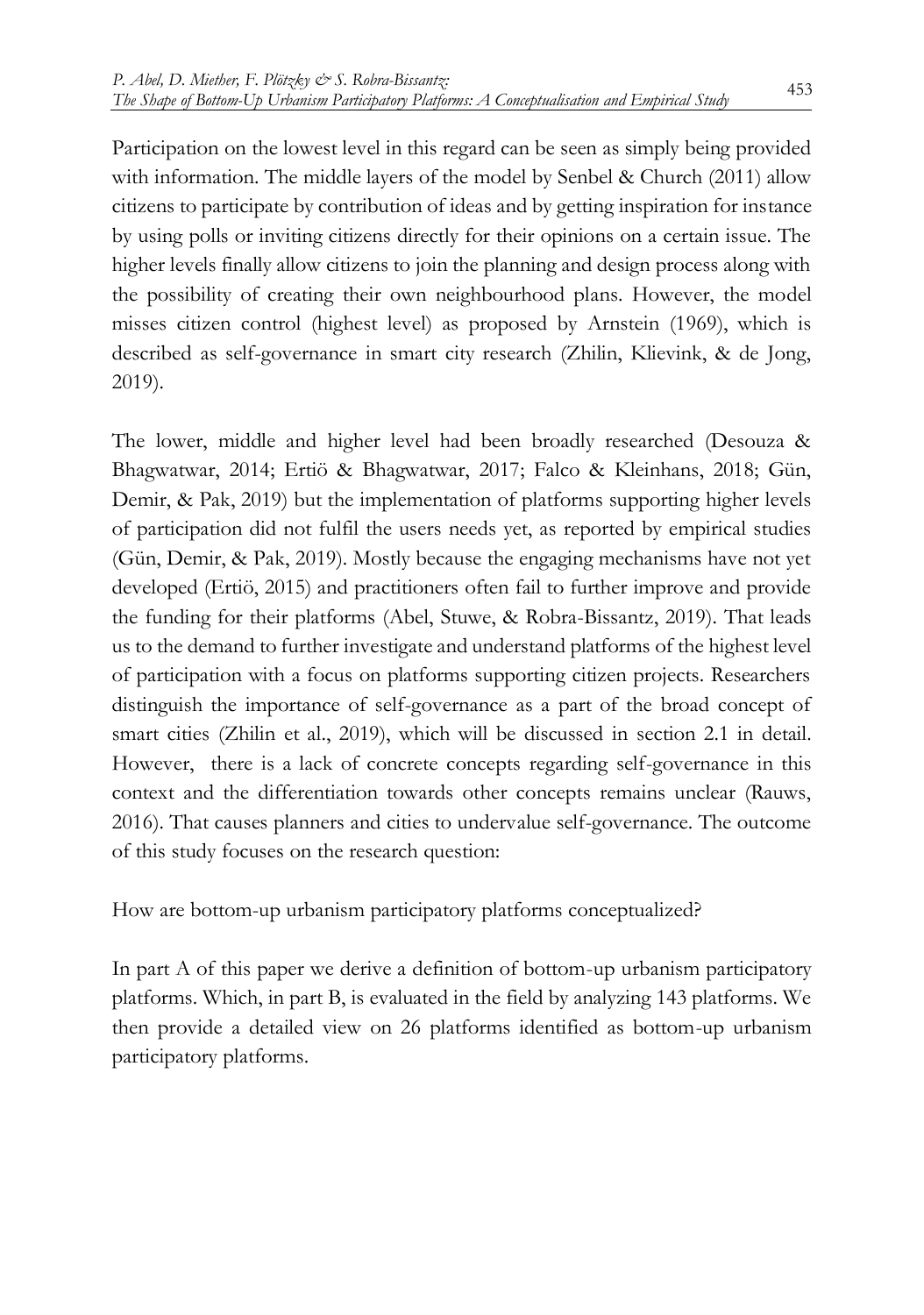Participation on the lowest level in this regard can be seen as simply being provided with information. The middle layers of the model by Senbel & Church (2011) allow citizens to participate by contribution of ideas and by getting inspiration for instance by using polls or inviting citizens directly for their opinions on a certain issue. The higher levels finally allow citizens to join the planning and design process along with the possibility of creating their own neighbourhood plans. However, the model misses citizen control (highest level) as proposed by Arnstein (1969), which is described as self-governance in smart city research (Zhilin, Klievink, & de Jong, 2019).

The lower, middle and higher level had been broadly researched (Desouza & Bhagwatwar, 2014; Ertiö & Bhagwatwar, 2017; Falco & Kleinhans, 2018; Gün, Demir, & Pak, 2019) but the implementation of platforms supporting higher levels of participation did not fulfil the users needs yet, as reported by empirical studies (Gün, Demir, & Pak, 2019). Mostly because the engaging mechanisms have not yet developed (Ertiö, 2015) and practitioners often fail to further improve and provide the funding for their platforms (Abel, Stuwe, & Robra-Bissantz, 2019). That leads us to the demand to further investigate and understand platforms of the highest level of participation with a focus on platforms supporting citizen projects. Researchers distinguish the importance of self-governance as a part of the broad concept of smart cities (Zhilin et al., 2019), which will be discussed in section 2.1 in detail. However, there is a lack of concrete concepts regarding self-governance in this context and the differentiation towards other concepts remains unclear (Rauws, 2016). That causes planners and cities to undervalue self-governance. The outcome of this study focuses on the research question:

How are bottom-up urbanism participatory platforms conceptualized?

In part A of this paper we derive a definition of bottom-up urbanism participatory platforms. Which, in part B, is evaluated in the field by analyzing 143 platforms. We then provide a detailed view on 26 platforms identified as bottom-up urbanism participatory platforms.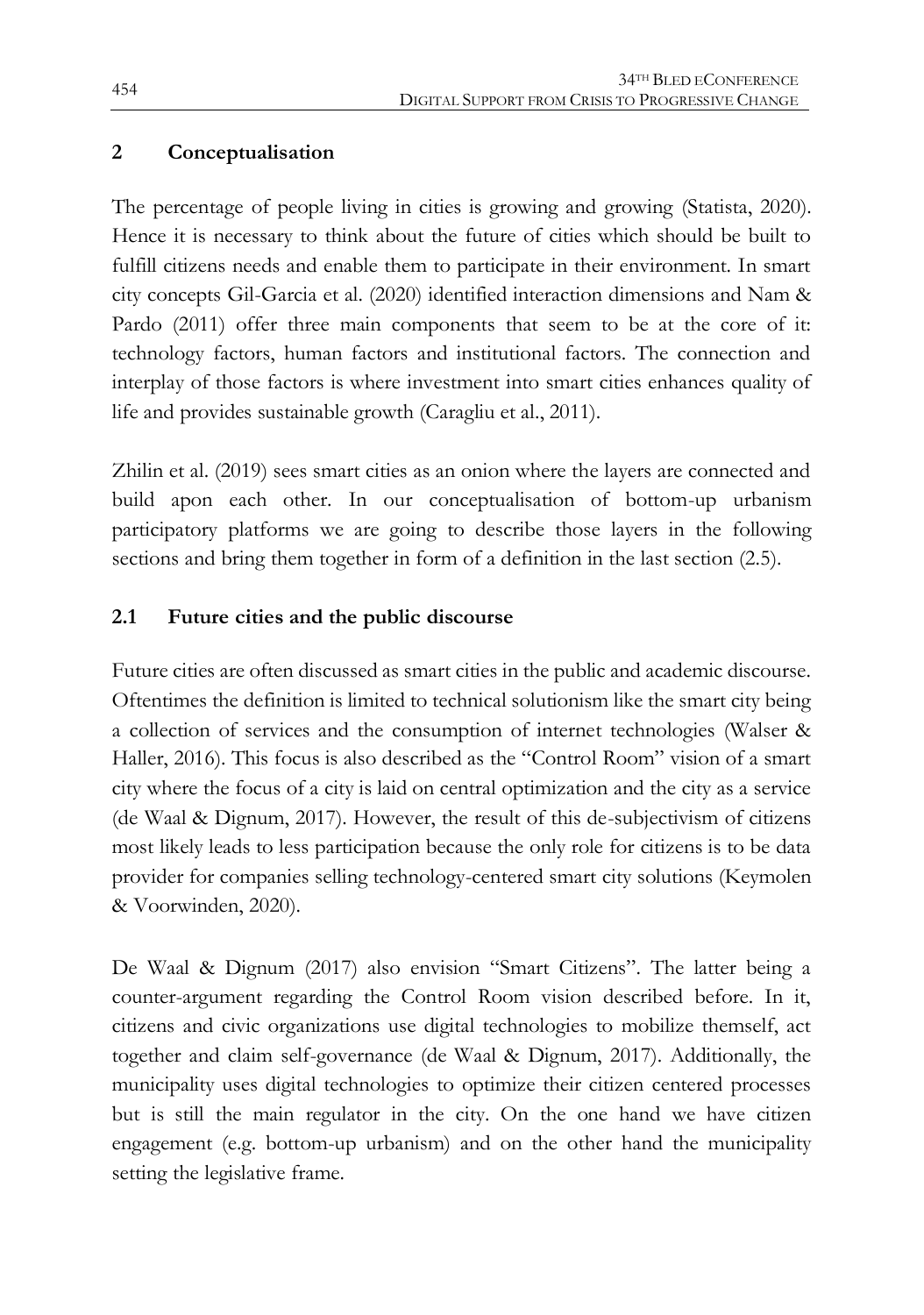## 2 Conceptualisation

The percentage of people living in cities is growing and growing (Statista, 2020). Hence it is necessary to think about the future of cities which should be built to fulfill citizens needs and enable them to participate in their environment. In smart city concepts Gil-Garcia et al. (2020) identified interaction dimensions and Nam & Pardo (2011) offer three main components that seem to be at the core of it: technology factors, human factors and institutional factors. The connection and interplay of those factors is where investment into smart cities enhances quality of life and provides sustainable growth (Caragliu et al., 2011).

Zhilin et al. (2019) sees smart cities as an onion where the layers are connected and build apon each other. In our conceptualisation of bottom-up urbanism participatory platforms we are going to describe those layers in the following sections and bring them together in form of a definition in the last section (2.5).

### 2.1 Future cities and the public discourse

Future cities are often discussed as smart cities in the public and academic discourse. Oftentimes the definition is limited to technical solutionism like the smart city being a collection of services and the consumption of internet technologies (Walser & Haller, 2016). This focus is also described as the "Control Room" vision of a smart city where the focus of a city is laid on central optimization and the city as a service (de Waal & Dignum, 2017). However, the result of this de-subjectivism of citizens most likely leads to less participation because the only role for citizens is to be data provider for companies selling technology-centered smart city solutions (Keymolen & Voorwinden, 2020).

De Waal & Dignum (2017) also envision "Smart Citizens". The latter being a counter-argument regarding the Control Room vision described before. In it, citizens and civic organizations use digital technologies to mobilize themself, act together and claim self-governance (de Waal & Dignum, 2017). Additionally, the municipality uses digital technologies to optimize their citizen centered processes but is still the main regulator in the city. On the one hand we have citizen engagement (e.g. bottom-up urbanism) and on the other hand the municipality setting the legislative frame.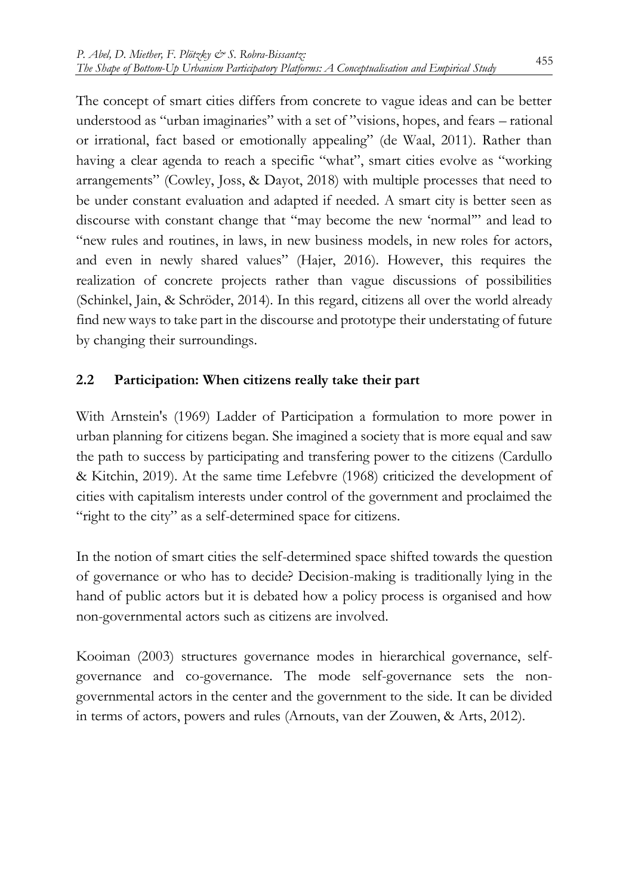The concept of smart cities differs from concrete to vague ideas and can be better understood as "urban imaginaries" with a set of "visions, hopes, and fears – rational or irrational, fact based or emotionally appealing" (de Waal, 2011). Rather than having a clear agenda to reach a specific "what", smart cities evolve as "working arrangements" (Cowley, Joss, & Dayot, 2018) with multiple processes that need to be under constant evaluation and adapted if needed. A smart city is better seen as discourse with constant change that "may become the new 'normal'" and lead to "new rules and routines, in laws, in new business models, in new roles for actors, and even in newly shared values" (Hajer, 2016). However, this requires the realization of concrete projects rather than vague discussions of possibilities (Schinkel, Jain, & Schröder, 2014). In this regard, citizens all over the world already find new ways to take part in the discourse and prototype their understating of future by changing their surroundings.

## 2.2 Participation: When citizens really take their part

With Arnstein's (1969) Ladder of Participation a formulation to more power in urban planning for citizens began. She imagined a society that is more equal and saw the path to success by participating and transfering power to the citizens (Cardullo & Kitchin, 2019). At the same time Lefebvre (1968) criticized the development of cities with capitalism interests under control of the government and proclaimed the "right to the city" as a self-determined space for citizens.

In the notion of smart cities the self-determined space shifted towards the question of governance or who has to decide? Decision-making is traditionally lying in the hand of public actors but it is debated how a policy process is organised and how non-governmental actors such as citizens are involved.

Kooiman (2003) structures governance modes in hierarchical governance, self-governance and co-governance. The mode self-governance sets the non-governmental actors in the center and the government to the side. It can be divided in terms of actors, powers and rules (Arnouts, van der Zouwen, & Arts, 2012).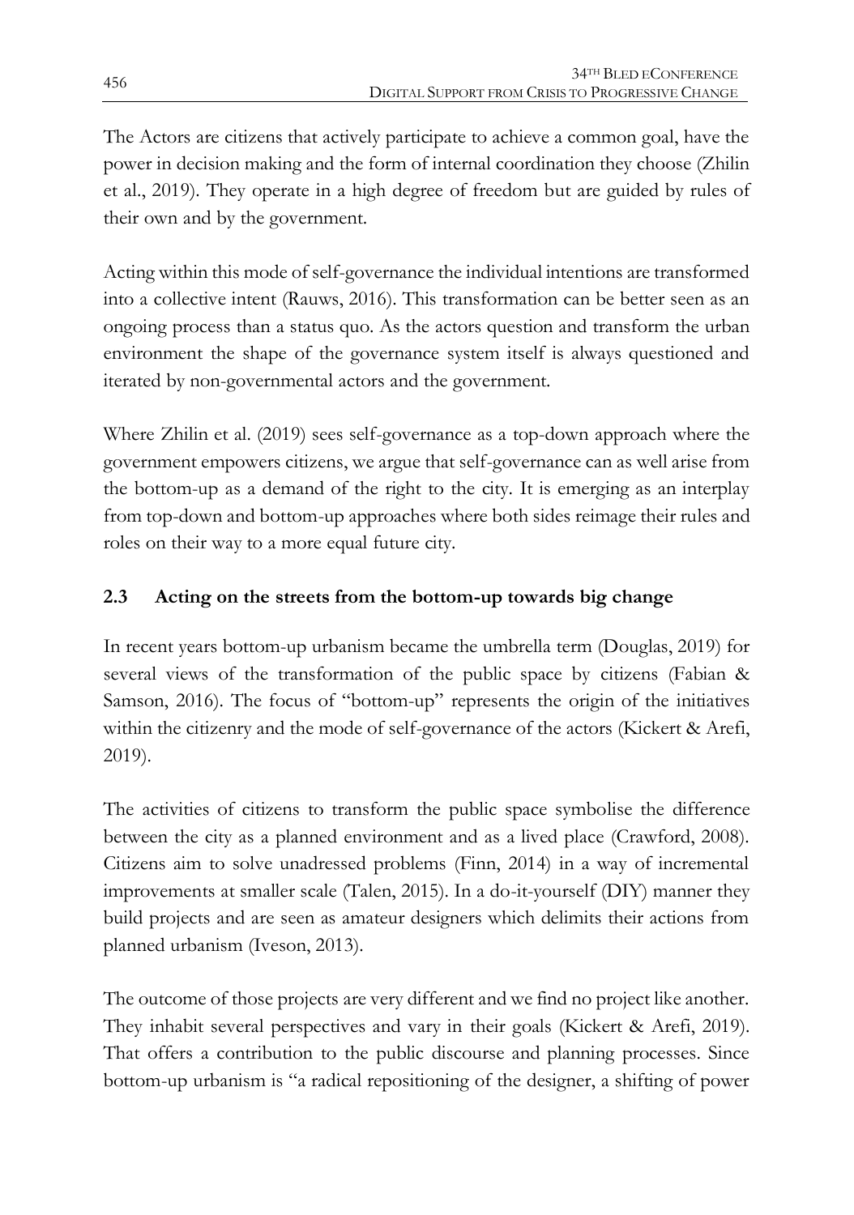The Actors are citizens that actively participate to achieve a common goal, have the power in decision making and the form of internal coordination they choose (Zhilin et al., 2019). They operate in a high degree of freedom but are guided by rules of their own and by the government.

Acting within this mode of self-governance the individual intentions are transformed into a collective intent (Rauws, 2016). This transformation can be better seen as an ongoing process than a status quo. As the actors question and transform the urban environment the shape of the governance system itself is always questioned and iterated by non-governmental actors and the government.

Where Zhilin et al. (2019) sees self-governance as a top-down approach where the government empowers citizens, we argue that self-governance can as well arise from the bottom-up as a demand of the right to the city. It is emerging as an interplay from top-down and bottom-up approaches where both sides reimage their rules and roles on their way to a more equal future city.

## 2.3 Acting on the streets from the bottom-up towards big change

In recent years bottom-up urbanism became the umbrella term (Douglas, 2019) for several views of the transformation of the public space by citizens (Fabian & Samson, 2016). The focus of "bottom-up" represents the origin of the initiatives within the citizenry and the mode of self-governance of the actors (Kickert & Arefi, 2019).

The activities of citizens to transform the public space symbolise the difference between the city as a planned environment and as a lived place (Crawford, 2008). Citizens aim to solve unadressed problems (Finn, 2014) in a way of incremental improvements at smaller scale (Talen, 2015). In a do-it-yourself (DIY) manner they build projects and are seen as amateur designers which delimits their actions from planned urbanism (Iveson, 2013).

The outcome of those projects are very different and we find no project like another. They inhabit several perspectives and vary in their goals (Kickert & Arefi, 2019). That offers a contribution to the public discourse and planning processes. Since bottom-up urbanism is "a radical repositioning of the designer, a shifting of power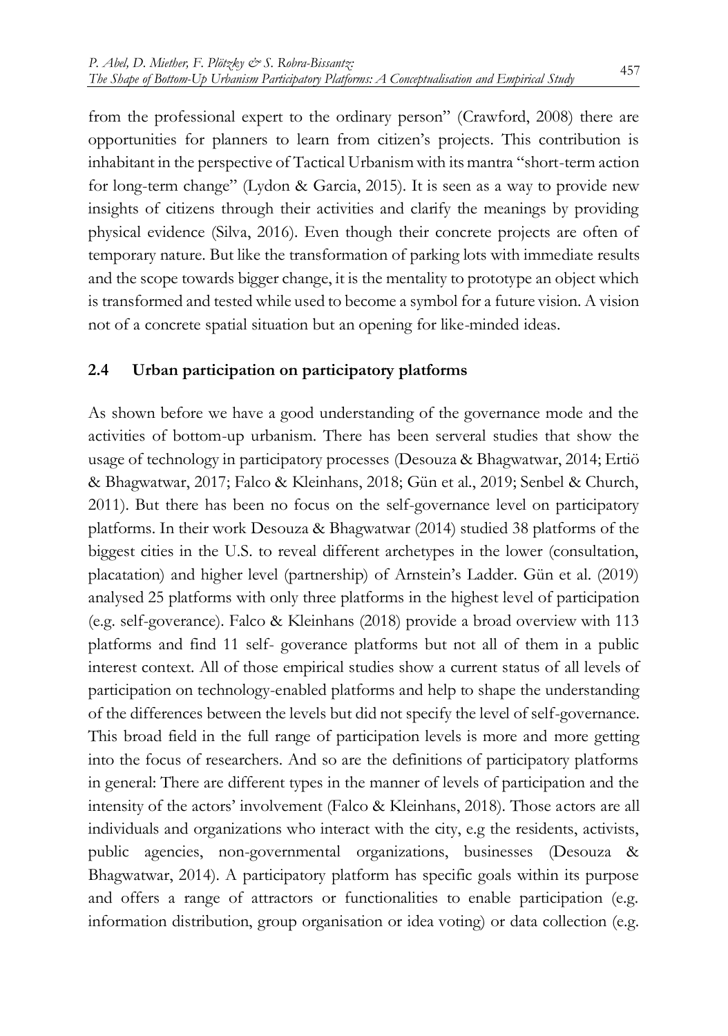from the professional expert to the ordinary person" (Crawford, 2008) there are opportunities for planners to learn from citizen's projects. This contribution is inhabitant in the perspective of Tactical Urbanism with its mantra "short-term action for long-term change" (Lydon & Garcia, 2015). It is seen as a way to provide new insights of citizens through their activities and clarify the meanings by providing physical evidence (Silva, 2016). Even though their concrete projects are often of temporary nature. But like the transformation of parking lots with immediate results and the scope towards bigger change, it is the mentality to prototype an object which is transformed and tested while used to become a symbol for a future vision. A vision not of a concrete spatial situation but an opening for like-minded ideas.

### 2.4 Urban participation on participatory platforms

As shown before we have a good understanding of the governance mode and the activities of bottom-up urbanism. There has been serveral studies that show the usage of technology in participatory processes (Desouza & Bhagwatwar, 2014; Ertiö & Bhagwatwar, 2017; Falco & Kleinhans, 2018; Gün et al., 2019; Senbel & Church, 2011). But there has been no focus on the self-governance level on participatory platforms. In their work Desouza & Bhagwatwar (2014) studied 38 platforms of the biggest cities in the U.S. to reveal different archetypes in the lower (consultation, placatation) and higher level (partnership) of Arnstein's Ladder. Gün et al. (2019) analysed 25 platforms with only three platforms in the highest level of participation (e.g. self-goverance). Falco & Kleinhans (2018) provide a broad overview with 113 platforms and find 11 self- goverance platforms but not all of them in a public interest context. All of those empirical studies show a current status of all levels of participation on technology-enabled platforms and help to shape the understanding of the differences between the levels but did not specify the level of self-governance. This broad field in the full range of participation levels is more and more getting into the focus of researchers. And so are the definitions of participatory platforms in general: There are different types in the manner of levels of participation and the intensity of the actors' involvement (Falco & Kleinhans, 2018). Those actors are all individuals and organizations who interact with the city, e.g the residents, activists, public agencies, non-governmental organizations, businesses (Desouza & Bhagwatwar, 2014). A participatory platform has specific goals within its purpose and offers a range of attractors or functionalities to enable participation (e.g. information distribution, group organisation or idea voting) or data collection (e.g.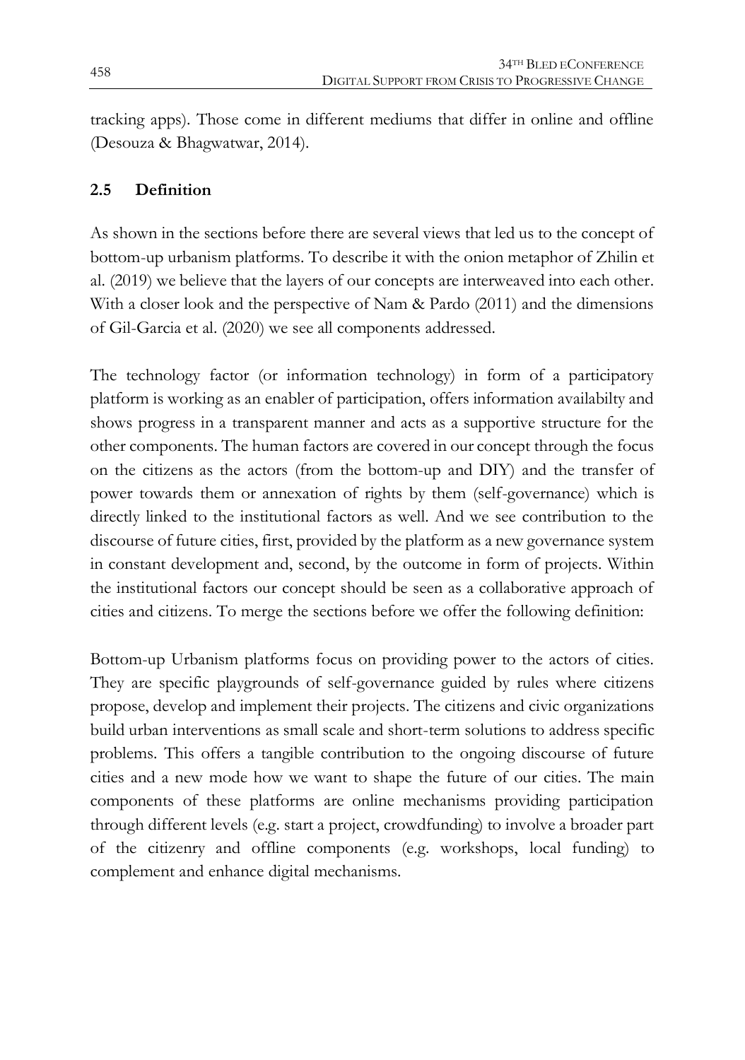tracking apps). Those come in different mediums that differ in online and offline (Desouza & Bhagwatwar, 2014).

## 2.5 Definition

As shown in the sections before there are several views that led us to the concept of bottom-up urbanism platforms. To describe it with the onion metaphor of Zhilin et al. (2019) we believe that the layers of our concepts are interweaved into each other. With a closer look and the perspective of Nam & Pardo (2011) and the dimensions of Gil-Garcia et al. (2020) we see all components addressed.

The technology factor (or information technology) in form of a participatory platform is working as an enabler of participation, offers information availabilty and shows progress in a transparent manner and acts as a supportive structure for the other components. The human factors are covered in our concept through the focus on the citizens as the actors (from the bottom-up and DIY) and the transfer of power towards them or annexation of rights by them (self-governance) which is directly linked to the institutional factors as well. And we see contribution to the discourse of future cities, first, provided by the platform as a new governance system in constant development and, second, by the outcome in form of projects. Within the institutional factors our concept should be seen as a collaborative approach of cities and citizens. To merge the sections before we offer the following definition:

Bottom-up Urbanism platforms focus on providing power to the actors of cities. They are specific playgrounds of self-governance guided by rules where citizens propose, develop and implement their projects. The citizens and civic organizations build urban interventions as small scale and short-term solutions to address specific problems. This offers a tangible contribution to the ongoing discourse of future cities and a new mode how we want to shape the future of our cities. The main components of these platforms are online mechanisms providing participation through different levels (e.g. start a project, crowdfunding) to involve a broader part of the citizenry and offline components (e.g. workshops, local funding) to complement and enhance digital mechanisms.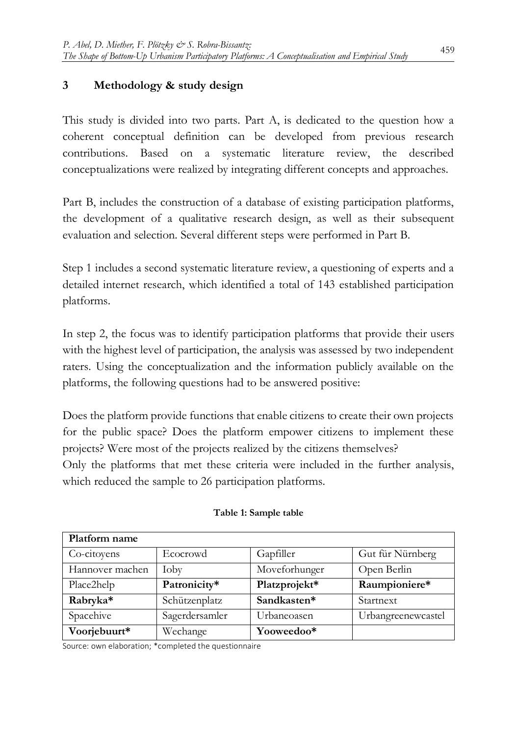## 3 Methodology & study design

This study is divided into two parts. Part A, is dedicated to the question how a coherent conceptual definition can be developed from previous research contributions. Based on a systematic literature review, the described conceptualizations were realized by integrating different concepts and approaches.

Part B, includes the construction of a database of existing participation platforms, the development of a qualitative research design, as well as their subsequent evaluation and selection. Several different steps were performed in Part B.

Step 1 includes a second systematic literature review, a questioning of experts and a detailed internet research, which identified a total of 143 established participation platforms.

In step 2, the focus was to identify participation platforms that provide their users with the highest level of participation, the analysis was assessed by two independent raters. Using the conceptualization and the information publicly available on the platforms, the following questions had to be answered positive:

Does the platform provide functions that enable citizens to create their own projects for the public space? Does the platform empower citizens to implement these projects? Were most of the projects realized by the citizens themselves?
Only the platforms that met these criteria were included in the further analysis, which reduced the sample to 26 participation platforms.

**Table 1: Sample table**

| Platform name | | | |
|---|---|---|---|
| Co-citoyens | Ecocrowd | Gapfiller | Gut für Nürnberg |
| Hannover machen | Ioby | Moveforhunger | Open Berlin |
| Place2help | **Patronicity*** | **Platzprojekt*** | **Raumpioniere*** |
| **Rabryka*** | Schützenplatz | **Sandkasten*** | Startnext |
| Spacehive | Sagerdersamler | Urbaneoasen | Urbangreenewcastel |
| **Voorjebuurt*** | Wechange | **Yooweedoo*** | |

Source: own elaboration; *completed the questionnaire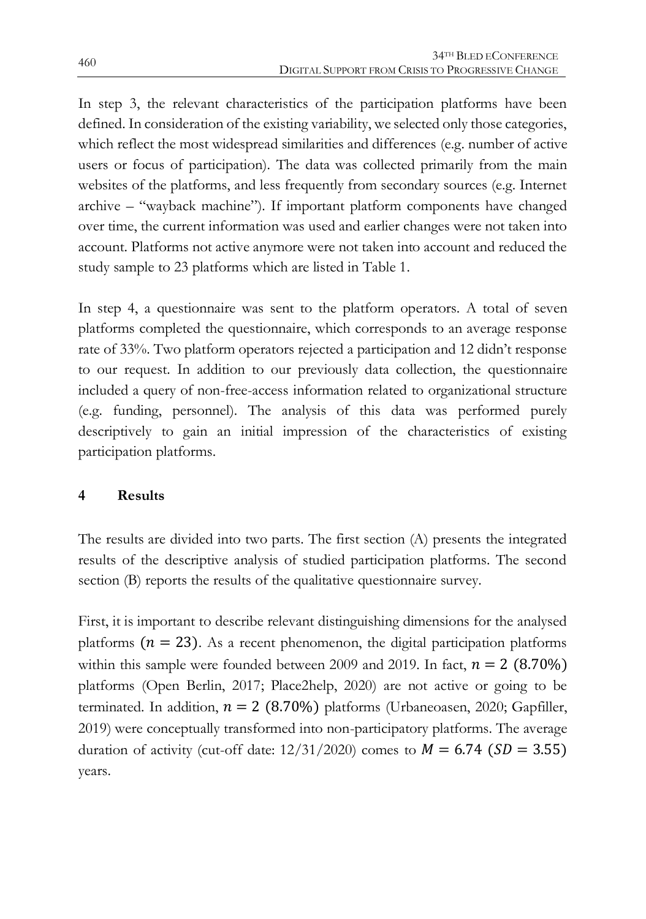In step 3, the relevant characteristics of the participation platforms have been defined. In consideration of the existing variability, we selected only those categories, which reflect the most widespread similarities and differences (e.g. number of active users or focus of participation). The data was collected primarily from the main websites of the platforms, and less frequently from secondary sources (e.g. Internet archive – "wayback machine"). If important platform components have changed over time, the current information was used and earlier changes were not taken into account. Platforms not active anymore were not taken into account and reduced the study sample to 23 platforms which are listed in Table 1.

In step 4, a questionnaire was sent to the platform operators. A total of seven platforms completed the questionnaire, which corresponds to an average response rate of 33%. Two platform operators rejected a participation and 12 didn't response to our request. In addition to our previously data collection, the questionnaire included a query of non-free-access information related to organizational structure (e.g. funding, personnel). The analysis of this data was performed purely descriptively to gain an initial impression of the characteristics of existing participation platforms.

## 4 Results

The results are divided into two parts. The first section (A) presents the integrated results of the descriptive analysis of studied participation platforms. The second section (B) reports the results of the qualitative questionnaire survey.

First, it is important to describe relevant distinguishing dimensions for the analysed platforms $(n = 23)$. As a recent phenomenon, the digital participation platforms within this sample were founded between 2009 and 2019. In fact, $n = 2\ (8.70\%)$ platforms (Open Berlin, 2017; Place2help, 2020) are not active or going to be terminated. In addition, $n = 2\ (8.70\%)$ platforms (Urbaneoasen, 2020; Gapfiller, 2019) were conceptually transformed into non-participatory platforms. The average duration of activity (cut-off date: 12/31/2020) comes to $M = 6.74\ (SD = 3.55)$ years.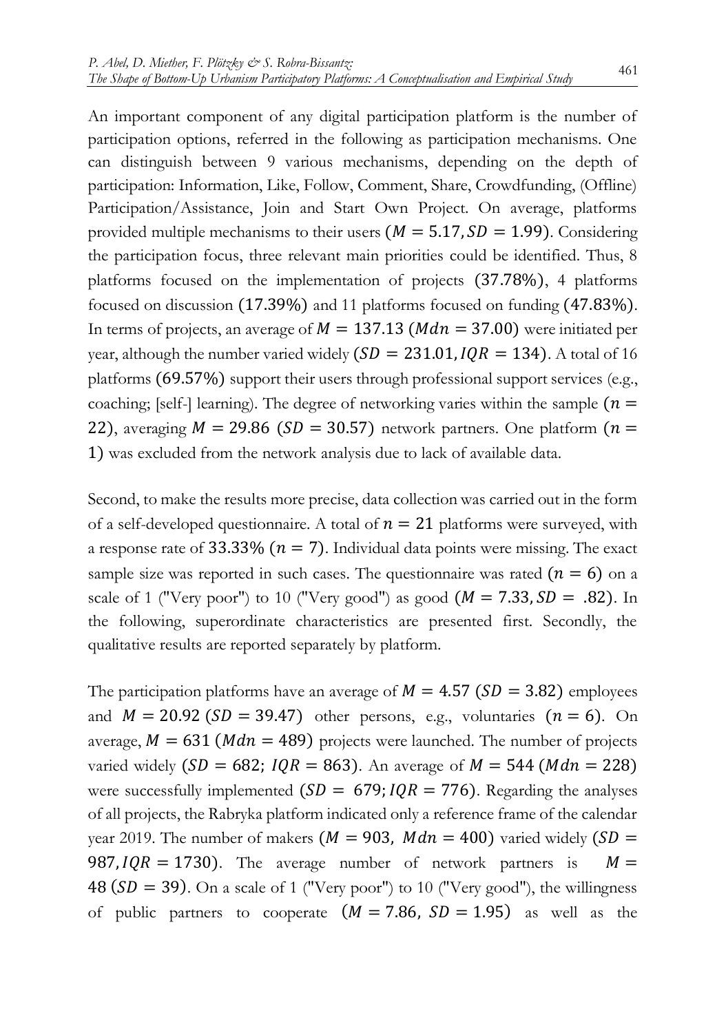An important component of any digital participation platform is the number of participation options, referred in the following as participation mechanisms. One can distinguish between 9 various mechanisms, depending on the depth of participation: Information, Like, Follow, Comment, Share, Crowdfunding, (Offline) Participation/Assistance, Join and Start Own Project. On average, platforms provided multiple mechanisms to their users ($M = 5.17, SD = 1.99$). Considering the participation focus, three relevant main priorities could be identified. Thus, 8 platforms focused on the implementation of projects ($37.78\%$), 4 platforms focused on discussion ($17.39\%$) and 11 platforms focused on funding ($47.83\%$). In terms of projects, an average of $M = 137.13$ ($Mdn = 37.00$) were initiated per year, although the number varied widely ($SD = 231.01, IQR = 134$). A total of 16 platforms ($69.57\%$) support their users through professional support services (e.g., coaching; [self-] learning). The degree of networking varies within the sample ($n = 22$), averaging $M = 29.86$ ($SD = 30.57$) network partners. One platform ($n = 1$) was excluded from the network analysis due to lack of available data.

Second, to make the results more precise, data collection was carried out in the form of a self-developed questionnaire. A total of $n = 21$ platforms were surveyed, with a response rate of $33.33\%$ ($n = 7$). Individual data points were missing. The exact sample size was reported in such cases. The questionnaire was rated ($n = 6$) on a scale of 1 ("Very poor") to 10 ("Very good") as good ($M = 7.33, SD = .82$). In the following, superordinate characteristics are presented first. Secondly, the qualitative results are reported separately by platform.

The participation platforms have an average of $M = 4.57$ ($SD = 3.82$) employees and $M = 20.92$ ($SD = 39.47$) other persons, e.g., voluntaries ($n = 6$). On average, $M = 631$ ($Mdn = 489$) projects were launched. The number of projects varied widely ($SD = 682$; $IQR = 863$). An average of $M = 544$ ($Mdn = 228$) were successfully implemented ($SD = 679; IQR = 776$). Regarding the analyses of all projects, the Rabryka platform indicated only a reference frame of the calendar year 2019. The number of makers ($M = 903$, $Mdn = 400$) varied widely ($SD = 987, IQR = 1730$). The average number of network partners is $M = 48$ ($SD = 39$). On a scale of 1 ("Very poor") to 10 ("Very good"), the willingness of public partners to cooperate ($M = 7.86$, $SD = 1.95$) as well as the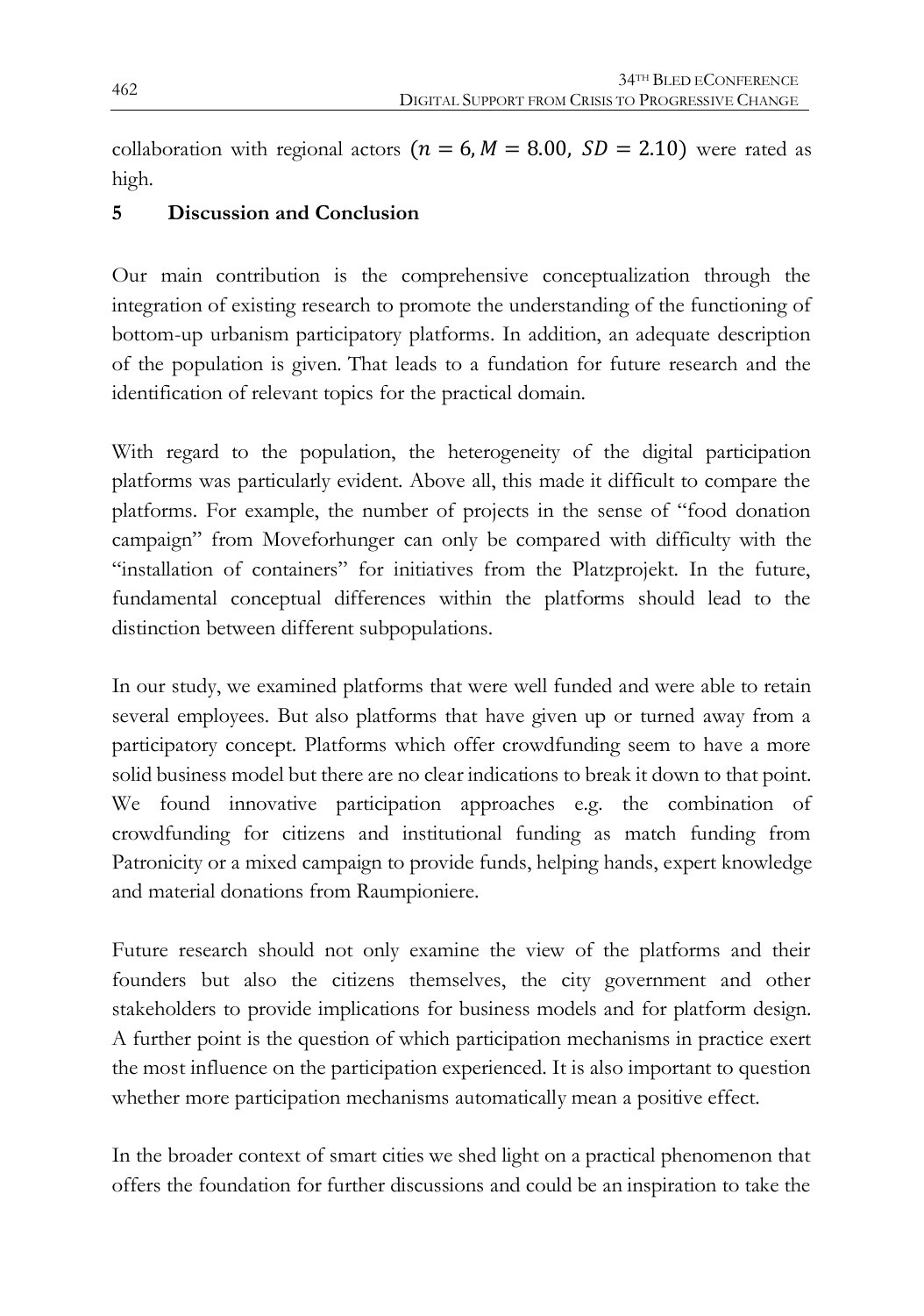collaboration with regional actors ($n = 6, M = 8.00,\ SD = 2.10$) were rated as high.

## 5 Discussion and Conclusion

Our main contribution is the comprehensive conceptualization through the integration of existing research to promote the understanding of the functioning of bottom-up urbanism participatory platforms. In addition, an adequate description of the population is given. That leads to a fundation for future research and the identification of relevant topics for the practical domain.

With regard to the population, the heterogeneity of the digital participation platforms was particularly evident. Above all, this made it difficult to compare the platforms. For example, the number of projects in the sense of "food donation campaign" from Moveforhunger can only be compared with difficulty with the "installation of containers" for initiatives from the Platzprojekt. In the future, fundamental conceptual differences within the platforms should lead to the distinction between different subpopulations.

In our study, we examined platforms that were well funded and were able to retain several employees. But also platforms that have given up or turned away from a participatory concept. Platforms which offer crowdfunding seem to have a more solid business model but there are no clear indications to break it down to that point. We found innovative participation approaches e.g. the combination of crowdfunding for citizens and institutional funding as match funding from Patronicity or a mixed campaign to provide funds, helping hands, expert knowledge and material donations from Raumpioniere.

Future research should not only examine the view of the platforms and their founders but also the citizens themselves, the city government and other stakeholders to provide implications for business models and for platform design. A further point is the question of which participation mechanisms in practice exert the most influence on the participation experienced. It is also important to question whether more participation mechanisms automatically mean a positive effect.

In the broader context of smart cities we shed light on a practical phenomenon that offers the foundation for further discussions and could be an inspiration to take the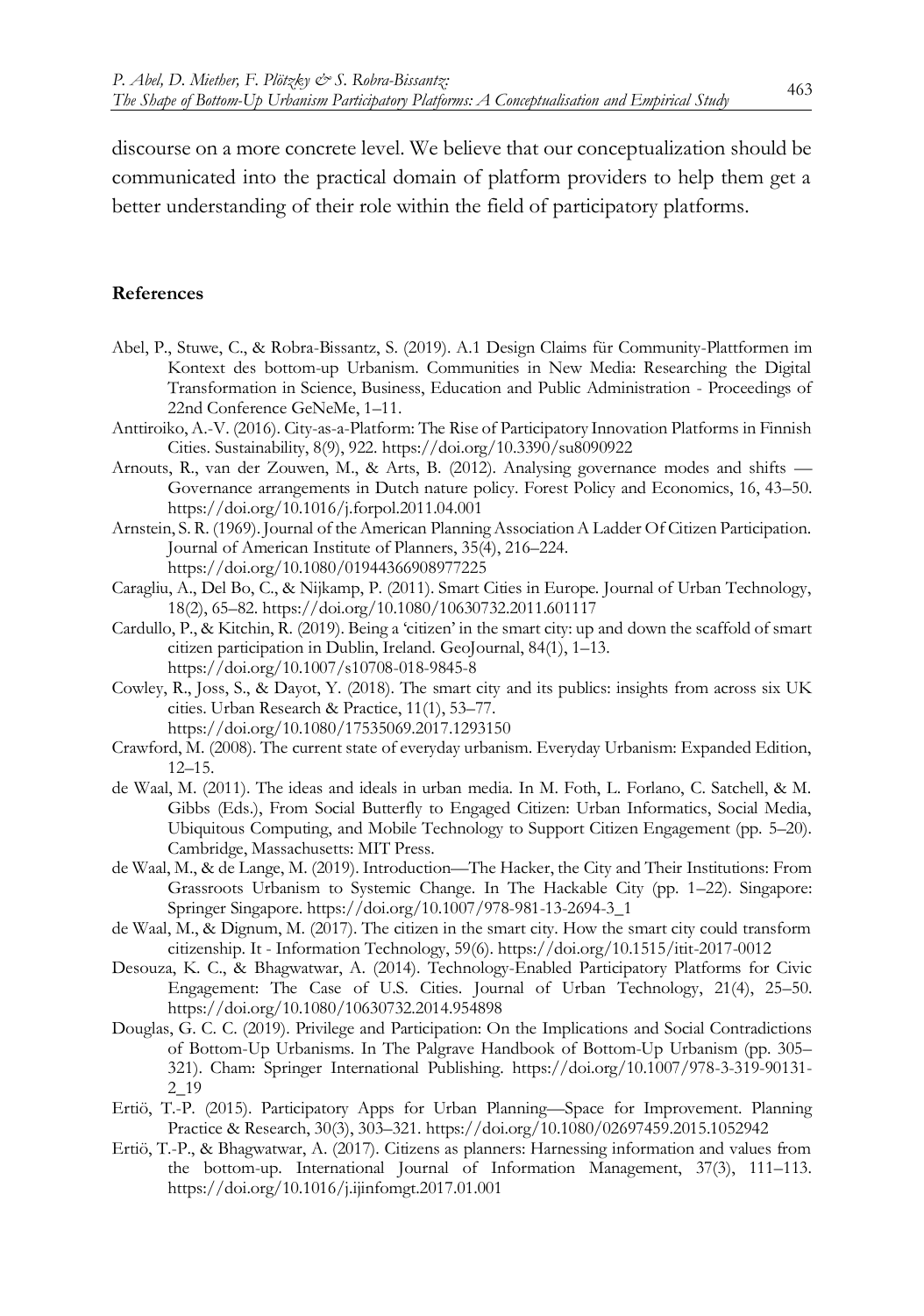discourse on a more concrete level. We believe that our conceptualization should be communicated into the practical domain of platform providers to help them get a better understanding of their role within the field of participatory platforms.

## References

Abel, P., Stuwe, C., & Robra-Bissantz, S. (2019). A.1 Design Claims für Community-Plattformen im Kontext des bottom-up Urbanism. Communities in New Media: Researching the Digital Transformation in Science, Business, Education and Public Administration - Proceedings of 22nd Conference GeNeMe, 1–11.

Anttiroiko, A.-V. (2016). City-as-a-Platform: The Rise of Participatory Innovation Platforms in Finnish Cities. Sustainability, 8(9), 922. https://doi.org/10.3390/su8090922

Arnouts, R., van der Zouwen, M., & Arts, B. (2012). Analysing governance modes and shifts — Governance arrangements in Dutch nature policy. Forest Policy and Economics, 16, 43–50. https://doi.org/10.1016/j.forpol.2011.04.001

Arnstein, S. R. (1969). Journal of the American Planning Association A Ladder Of Citizen Participation. Journal of American Institute of Planners, 35(4), 216–224. https://doi.org/10.1080/01944366908977225

Caragliu, A., Del Bo, C., & Nijkamp, P. (2011). Smart Cities in Europe. Journal of Urban Technology, 18(2), 65–82. https://doi.org/10.1080/10630732.2011.601117

Cardullo, P., & Kitchin, R. (2019). Being a 'citizen' in the smart city: up and down the scaffold of smart citizen participation in Dublin, Ireland. GeoJournal, 84(1), 1–13. https://doi.org/10.1007/s10708-018-9845-8

Cowley, R., Joss, S., & Dayot, Y. (2018). The smart city and its publics: insights from across six UK cities. Urban Research & Practice, 11(1), 53–77. https://doi.org/10.1080/17535069.2017.1293150

Crawford, M. (2008). The current state of everyday urbanism. Everyday Urbanism: Expanded Edition, 12–15.

de Waal, M. (2011). The ideas and ideals in urban media. In M. Foth, L. Forlano, C. Satchell, & M. Gibbs (Eds.), From Social Butterfly to Engaged Citizen: Urban Informatics, Social Media, Ubiquitous Computing, and Mobile Technology to Support Citizen Engagement (pp. 5–20). Cambridge, Massachusetts: MIT Press.

de Waal, M., & de Lange, M. (2019). Introduction—The Hacker, the City and Their Institutions: From Grassroots Urbanism to Systemic Change. In The Hackable City (pp. 1–22). Singapore: Springer Singapore. https://doi.org/10.1007/978-981-13-2694-3_1

de Waal, M., & Dignum, M. (2017). The citizen in the smart city. How the smart city could transform citizenship. It - Information Technology, 59(6). https://doi.org/10.1515/itit-2017-0012

Desouza, K. C., & Bhagwatwar, A. (2014). Technology-Enabled Participatory Platforms for Civic Engagement: The Case of U.S. Cities. Journal of Urban Technology, 21(4), 25–50. https://doi.org/10.1080/10630732.2014.954898

Douglas, G. C. C. (2019). Privilege and Participation: On the Implications and Social Contradictions of Bottom-Up Urbanisms. In The Palgrave Handbook of Bottom-Up Urbanism (pp. 305–321). Cham: Springer International Publishing. https://doi.org/10.1007/978-3-319-90131-2_19

Ertiö, T.-P. (2015). Participatory Apps for Urban Planning—Space for Improvement. Planning Practice & Research, 30(3), 303–321. https://doi.org/10.1080/02697459.2015.1052942

Ertiö, T.-P., & Bhagwatwar, A. (2017). Citizens as planners: Harnessing information and values from the bottom-up. International Journal of Information Management, 37(3), 111–113. https://doi.org/10.1016/j.ijinfomgt.2017.01.001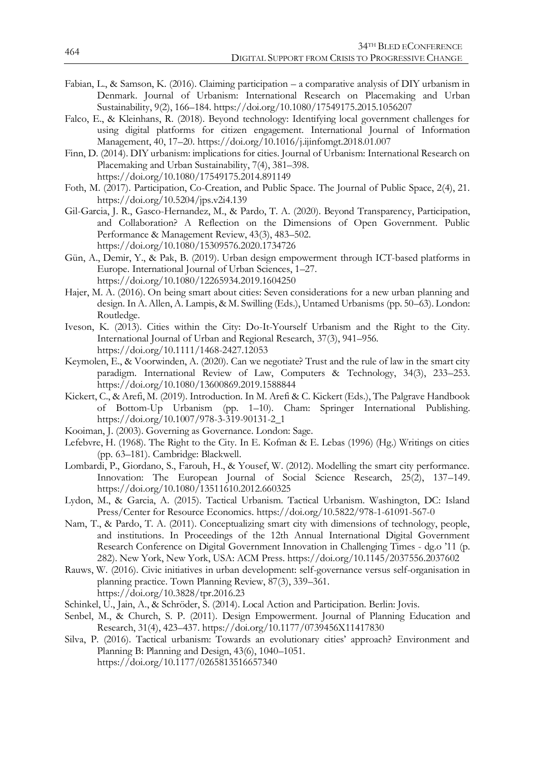Fabian, L., & Samson, K. (2016). Claiming participation – a comparative analysis of DIY urbanism in Denmark. Journal of Urbanism: International Research on Placemaking and Urban Sustainability, 9(2), 166–184. https://doi.org/10.1080/17549175.2015.1056207

Falco, E., & Kleinhans, R. (2018). Beyond technology: Identifying local government challenges for using digital platforms for citizen engagement. International Journal of Information Management, 40, 17–20. https://doi.org/10.1016/j.ijinfomgt.2018.01.007

Finn, D. (2014). DIY urbanism: implications for cities. Journal of Urbanism: International Research on Placemaking and Urban Sustainability, 7(4), 381–398. https://doi.org/10.1080/17549175.2014.891149

Foth, M. (2017). Participation, Co-Creation, and Public Space. The Journal of Public Space, 2(4), 21. https://doi.org/10.5204/jps.v2i4.139

Gil-Garcia, J. R., Gasco-Hernandez, M., & Pardo, T. A. (2020). Beyond Transparency, Participation, and Collaboration? A Reflection on the Dimensions of Open Government. Public Performance & Management Review, 43(3), 483–502. https://doi.org/10.1080/15309576.2020.1734726

Gün, A., Demir, Y., & Pak, B. (2019). Urban design empowerment through ICT-based platforms in Europe. International Journal of Urban Sciences, 1–27. https://doi.org/10.1080/12265934.2019.1604250

Hajer, M. A. (2016). On being smart about cities: Seven considerations for a new urban planning and design. In A. Allen, A. Lampis, & M. Swilling (Eds.), Untamed Urbanisms (pp. 50–63). London: Routledge.

Iveson, K. (2013). Cities within the City: Do-It-Yourself Urbanism and the Right to the City. International Journal of Urban and Regional Research, 37(3), 941–956. https://doi.org/10.1111/1468-2427.12053

Keymolen, E., & Voorwinden, A. (2020). Can we negotiate? Trust and the rule of law in the smart city paradigm. International Review of Law, Computers & Technology, 34(3), 233–253. https://doi.org/10.1080/13600869.2019.1588844

Kickert, C., & Arefi, M. (2019). Introduction. In M. Arefi & C. Kickert (Eds.), The Palgrave Handbook of Bottom-Up Urbanism (pp. 1–10). Cham: Springer International Publishing. https://doi.org/10.1007/978-3-319-90131-2_1

Kooiman, J. (2003). Governing as Governance. London: Sage.

Lefebvre, H. (1968). The Right to the City. In E. Kofman & E. Lebas (1996) (Hg.) Writings on cities (pp. 63–181). Cambridge: Blackwell.

Lombardi, P., Giordano, S., Farouh, H., & Yousef, W. (2012). Modelling the smart city performance. Innovation: The European Journal of Social Science Research, 25(2), 137–149. https://doi.org/10.1080/13511610.2012.660325

Lydon, M., & Garcia, A. (2015). Tactical Urbanism. Tactical Urbanism. Washington, DC: Island Press/Center for Resource Economics. https://doi.org/10.5822/978-1-61091-567-0

Nam, T., & Pardo, T. A. (2011). Conceptualizing smart city with dimensions of technology, people, and institutions. In Proceedings of the 12th Annual International Digital Government Research Conference on Digital Government Innovation in Challenging Times - dg.o '11 (p. 282). New York, New York, USA: ACM Press. https://doi.org/10.1145/2037556.2037602

Rauws, W. (2016). Civic initiatives in urban development: self-governance versus self-organisation in planning practice. Town Planning Review, 87(3), 339–361. https://doi.org/10.3828/tpr.2016.23

Schinkel, U., Jain, A., & Schröder, S. (2014). Local Action and Participation. Berlin: Jovis.

Senbel, M., & Church, S. P. (2011). Design Empowerment. Journal of Planning Education and Research, 31(4), 423–437. https://doi.org/10.1177/0739456X11417830

Silva, P. (2016). Tactical urbanism: Towards an evolutionary cities' approach? Environment and Planning B: Planning and Design, 43(6), 1040–1051. https://doi.org/10.1177/0265813516657340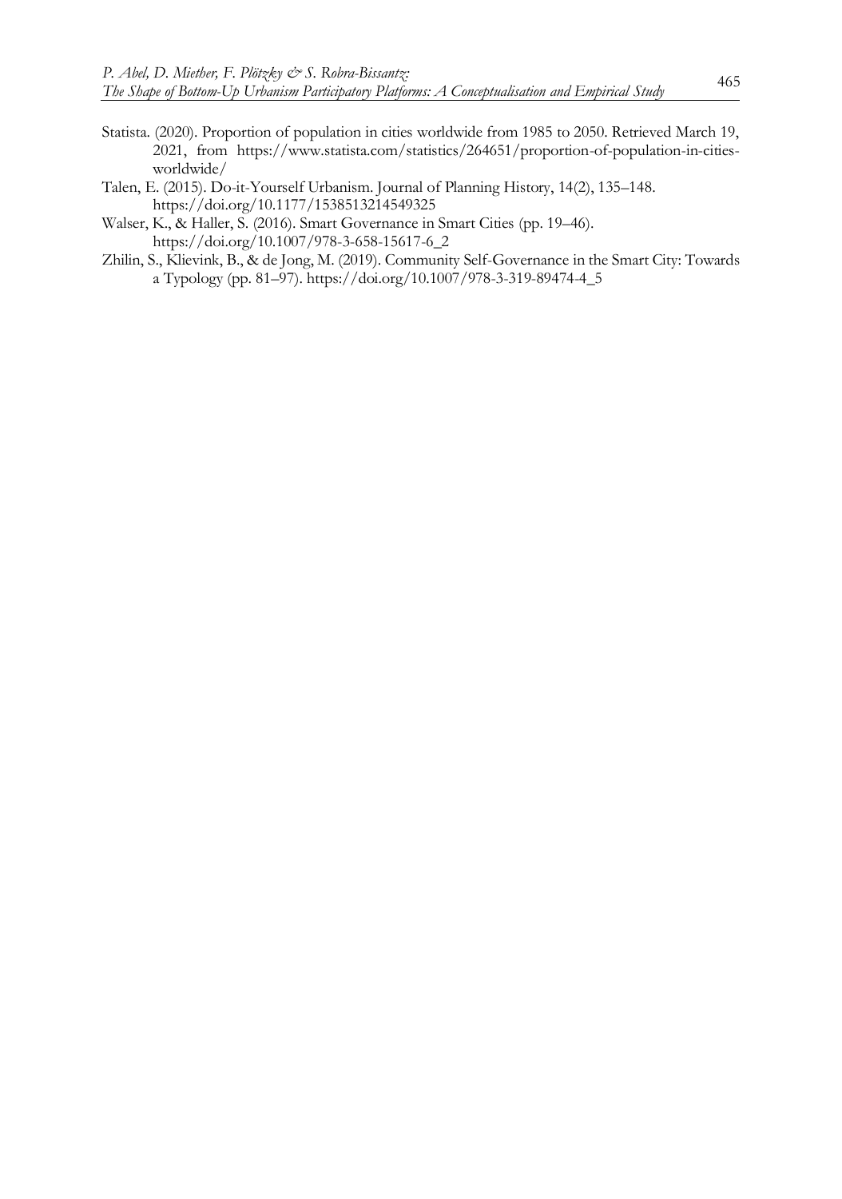Statista. (2020). Proportion of population in cities worldwide from 1985 to 2050. Retrieved March 19, 2021, from https://www.statista.com/statistics/264651/proportion-of-population-in-cities-worldwide/

Talen, E. (2015). Do-it-Yourself Urbanism. Journal of Planning History, 14(2), 135–148. https://doi.org/10.1177/1538513214549325

Walser, K., & Haller, S. (2016). Smart Governance in Smart Cities (pp. 19–46). https://doi.org/10.1007/978-3-658-15617-6_2

Zhilin, S., Klievink, B., & de Jong, M. (2019). Community Self-Governance in the Smart City: Towards a Typology (pp. 81–97). https://doi.org/10.1007/978-3-319-89474-4_5